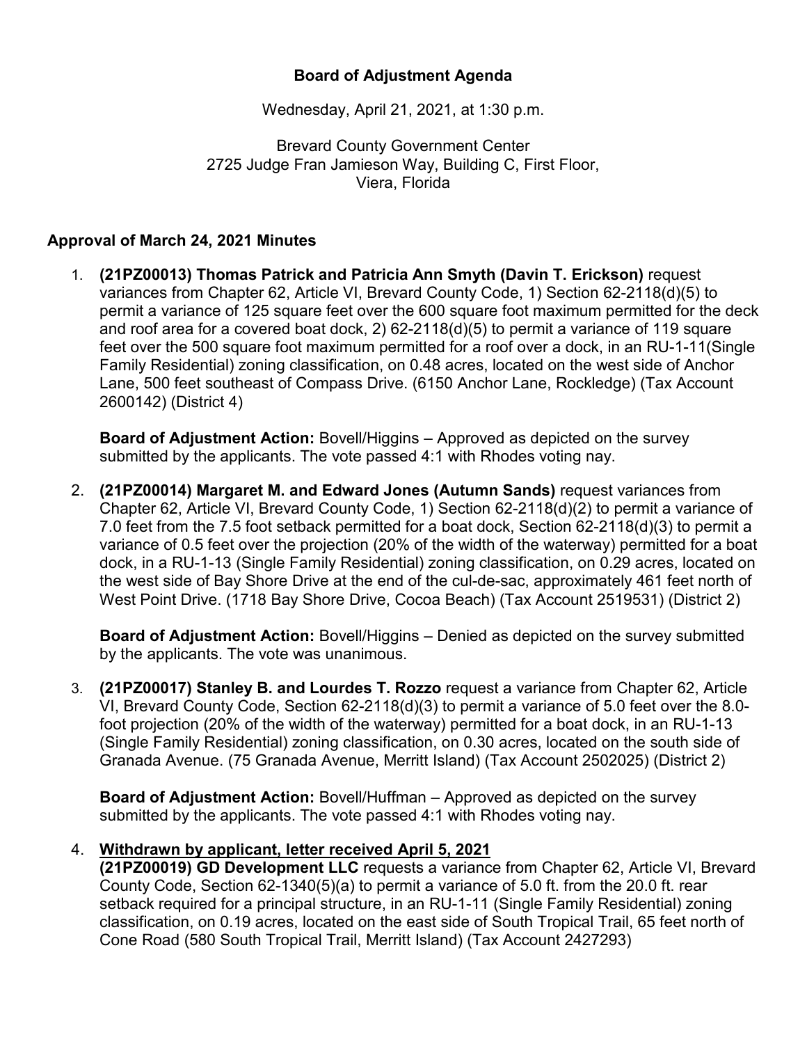**Board of Adjustment Agenda**

Wednesday, April 21, 2021, at 1:30 p.m.

Brevard County Government Center
2725 Judge Fran Jamieson Way, Building C, First Floor,
Viera, Florida

**Approval of March 24, 2021 Minutes**

1. **(21PZ00013) Thomas Patrick and Patricia Ann Smyth (Davin T. Erickson)** request variances from Chapter 62, Article VI, Brevard County Code, 1) Section 62-2118(d)(5) to permit a variance of 125 square feet over the 600 square foot maximum permitted for the deck and roof area for a covered boat dock, 2) 62-2118(d)(5) to permit a variance of 119 square feet over the 500 square foot maximum permitted for a roof over a dock, in an RU-1-11(Single Family Residential) zoning classification, on 0.48 acres, located on the west side of Anchor Lane, 500 feet southeast of Compass Drive. (6150 Anchor Lane, Rockledge) (Tax Account 2600142) (District 4)

   **Board of Adjustment Action:** Bovell/Higgins – Approved as depicted on the survey submitted by the applicants. The vote passed 4:1 with Rhodes voting nay.

2. **(21PZ00014) Margaret M. and Edward Jones (Autumn Sands)** request variances from Chapter 62, Article VI, Brevard County Code, 1) Section 62-2118(d)(2) to permit a variance of 7.0 feet from the 7.5 foot setback permitted for a boat dock, Section 62-2118(d)(3) to permit a variance of 0.5 feet over the projection (20% of the width of the waterway) permitted for a boat dock, in a RU-1-13 (Single Family Residential) zoning classification, on 0.29 acres, located on the west side of Bay Shore Drive at the end of the cul-de-sac, approximately 461 feet north of West Point Drive. (1718 Bay Shore Drive, Cocoa Beach) (Tax Account 2519531) (District 2)

   **Board of Adjustment Action:** Bovell/Higgins – Denied as depicted on the survey submitted by the applicants. The vote was unanimous.

3. **(21PZ00017) Stanley B. and Lourdes T. Rozzo** request a variance from Chapter 62, Article VI, Brevard County Code, Section 62-2118(d)(3) to permit a variance of 5.0 feet over the 8.0-foot projection (20% of the width of the waterway) permitted for a boat dock, in an RU-1-13 (Single Family Residential) zoning classification, on 0.30 acres, located on the south side of Granada Avenue. (75 Granada Avenue, Merritt Island) (Tax Account 2502025) (District 2)

   **Board of Adjustment Action:** Bovell/Huffman – Approved as depicted on the survey submitted by the applicants. The vote passed 4:1 with Rhodes voting nay.

4. **Withdrawn by applicant, letter received April 5, 2021**
   **(21PZ00019) GD Development LLC** requests a variance from Chapter 62, Article VI, Brevard County Code, Section 62-1340(5)(a) to permit a variance of 5.0 ft. from the 20.0 ft. rear setback required for a principal structure, in an RU-1-11 (Single Family Residential) zoning classification, on 0.19 acres, located on the east side of South Tropical Trail, 65 feet north of Cone Road (580 South Tropical Trail, Merritt Island) (Tax Account 2427293)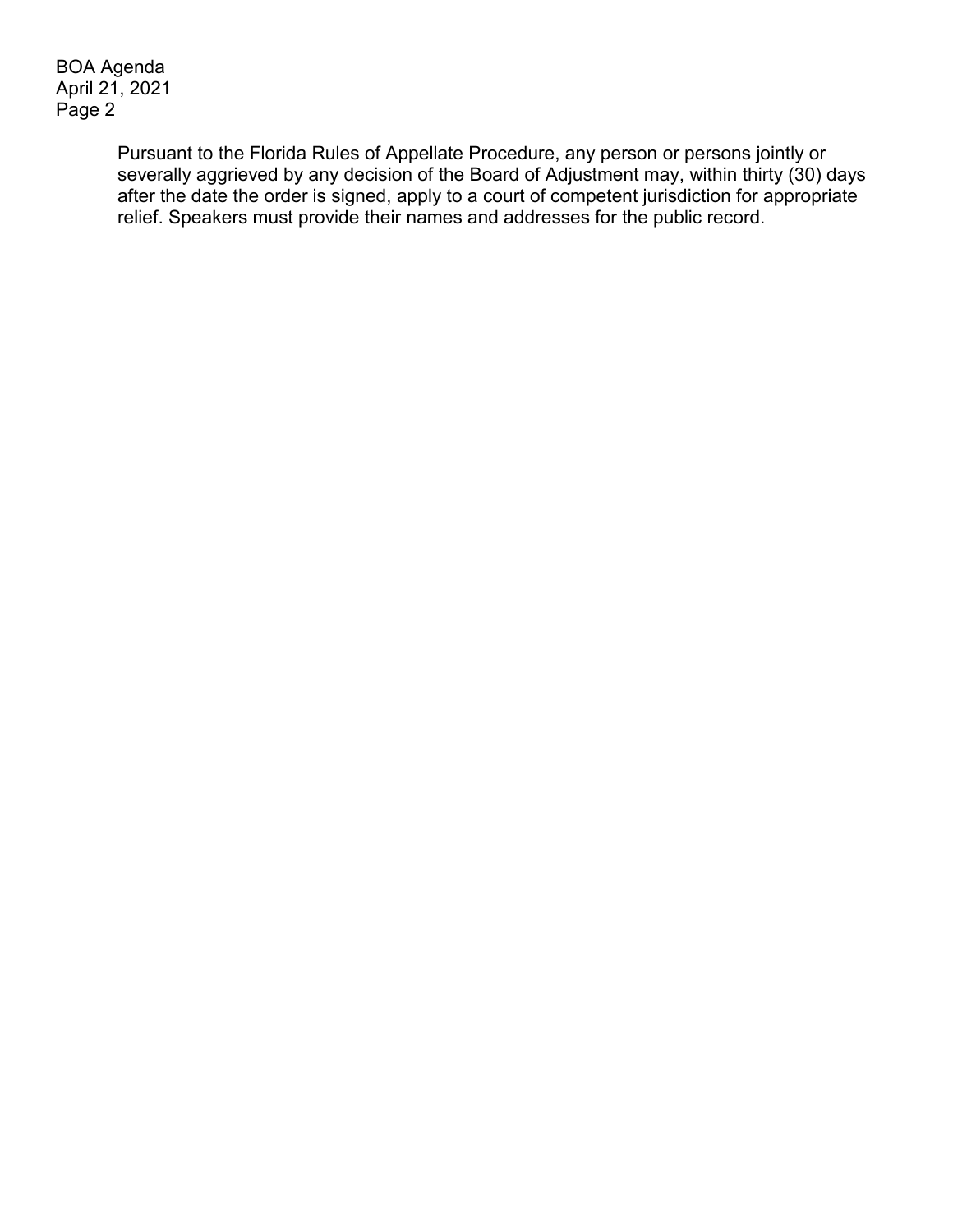Pursuant to the Florida Rules of Appellate Procedure, any person or persons jointly or severally aggrieved by any decision of the Board of Adjustment may, within thirty (30) days after the date the order is signed, apply to a court of competent jurisdiction for appropriate relief. Speakers must provide their names and addresses for the public record.